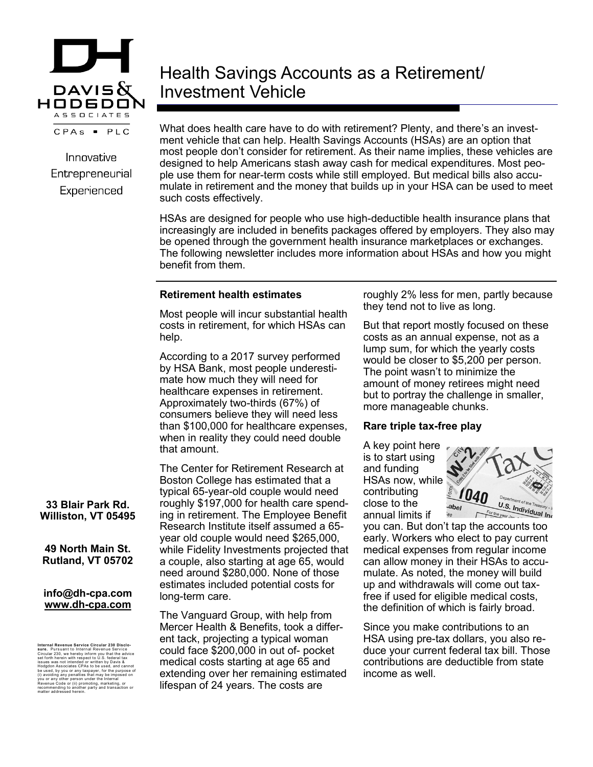# Health Savings Accounts as a Retirement/ Investment Vehicle

What does health care have to do with retirement? Plenty, and there's an investment vehicle that can help. Health Savings Accounts (HSAs) are an option that most people don't consider for retirement. As their name implies, these vehicles are designed to help Americans stash away cash for medical expenditures. Most people use them for near-term costs while still employed. But medical bills also accumulate in retirement and the money that builds up in your HSA can be used to meet such costs effectively.

HSAs are designed for people who use high-deductible health insurance plans that increasingly are included in benefits packages offered by employers. They also may be opened through the government health insurance marketplaces or exchanges. The following newsletter includes more information about HSAs and how you might benefit from them.

### Retirement health estimates

Most people will incur substantial health costs in retirement, for which HSAs can help.

According to a 2017 survey performed by HSA Bank, most people underestimate how much they will need for healthcare expenses in retirement. Approximately two-thirds (67%) of consumers believe they will need less than $100,000 for healthcare expenses, when in reality they could need double that amount.

The Center for Retirement Research at Boston College has estimated that a typical 65-year-old couple would need roughly $197,000 for health care spending in retirement. The Employee Benefit Research Institute itself assumed a 65-year old couple would need $265,000, while Fidelity Investments projected that a couple, also starting at age 65, would need around $280,000. None of those estimates included potential costs for long-term care.

The Vanguard Group, with help from Mercer Health & Benefits, took a different tack, projecting a typical woman could face $200,000 in out of- pocket medical costs starting at age 65 and extending over her remaining estimated lifespan of 24 years. The costs are roughly 2% less for men, partly because they tend not to live as long.

But that report mostly focused on these costs as an annual expense, not as a lump sum, for which the yearly costs would be closer to $5,200 per person. The point wasn't to minimize the amount of money retirees might need but to portray the challenge in smaller, more manageable chunks.

### Rare triple tax-free play

A key point here is to start using and funding HSAs now, while contributing close to the annual limits if you can. But don't tap the accounts too early. Workers who elect to pay current medical expenses from regular income can allow money in their HSAs to accumulate. As noted, the money will build up and withdrawals will come out tax-free if used for eligible medical costs, the definition of which is fairly broad.

Since you make contributions to an HSA using pre-tax dollars, you also reduce your current federal tax bill. Those contributions are deductible from state income as well.

DAVIS & HODGDON ASSOCIATES CPAs ▪ PLC

Innovative
Entrepreneurial
Experienced

**33 Blair Park Rd.**
**Williston, VT 05495**

**49 North Main St.**
**Rutland, VT 05702**

**info@dh-cpa.com**
**www.dh-cpa.com**

**Internal Revenue Service Circular 230 Disclosure.** Pursuant to Internal Revenue Service Circular 230, we hereby inform you that the advice set forth herein with respect to U.S. federal tax issues was not intended or written by Davis & Hodgdon Associates CPAs to be used, and cannot be used, by you or any taxpayer, for the purpose of (i) avoiding any penalties that may be imposed on you or any other person under the Internal Revenue Code or (ii) promoting, marketing, or recommending to another party and transaction or matter addressed herein.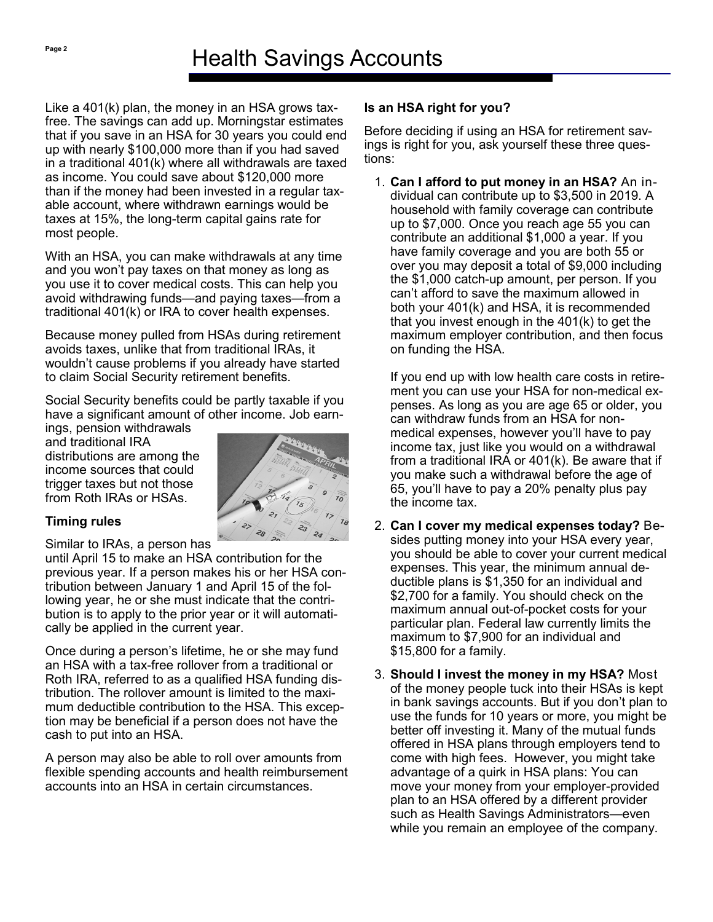# Health Savings Accounts

Like a 401(k) plan, the money in an HSA grows tax-free. The savings can add up. Morningstar estimates that if you save in an HSA for 30 years you could end up with nearly $100,000 more than if you had saved in a traditional 401(k) where all withdrawals are taxed as income. You could save about $120,000 more than if the money had been invested in a regular taxable account, where withdrawn earnings would be taxes at 15%, the long-term capital gains rate for most people.

With an HSA, you can make withdrawals at any time and you won't pay taxes on that money as long as you use it to cover medical costs. This can help you avoid withdrawing funds—and paying taxes—from a traditional 401(k) or IRA to cover health expenses.

Because money pulled from HSAs during retirement avoids taxes, unlike that from traditional IRAs, it wouldn't cause problems if you already have started to claim Social Security retirement benefits.

Social Security benefits could be partly taxable if you have a significant amount of other income. Job earnings, pension withdrawals and traditional IRA distributions are among the income sources that could trigger taxes but not those from Roth IRAs or HSAs.

**Timing rules**

Similar to IRAs, a person has until April 15 to make an HSA contribution for the previous year. If a person makes his or her HSA contribution between January 1 and April 15 of the following year, he or she must indicate that the contribution is to apply to the prior year or it will automatically be applied in the current year.

Once during a person's lifetime, he or she may fund an HSA with a tax-free rollover from a traditional or Roth IRA, referred to as a qualified HSA funding distribution. The rollover amount is limited to the maximum deductible contribution to the HSA. This exception may be beneficial if a person does not have the cash to put into an HSA.

A person may also be able to roll over amounts from flexible spending accounts and health reimbursement accounts into an HSA in certain circumstances.

**Is an HSA right for you?**

Before deciding if using an HSA for retirement savings is right for you, ask yourself these three questions:

1. **Can I afford to put money in an HSA?** An individual can contribute up to $3,500 in 2019. A household with family coverage can contribute up to $7,000. Once you reach age 55 you can contribute an additional $1,000 a year. If you have family coverage and you are both 55 or over you may deposit a total of $9,000 including the $1,000 catch-up amount, per person. If you can't afford to save the maximum allowed in both your 401(k) and HSA, it is recommended that you invest enough in the 401(k) to get the maximum employer contribution, and then focus on funding the HSA.

   If you end up with low health care costs in retirement you can use your HSA for non-medical expenses. As long as you are age 65 or older, you can withdraw funds from an HSA for non-medical expenses, however you'll have to pay income tax, just like you would on a withdrawal from a traditional IRA or 401(k). Be aware that if you make such a withdrawal before the age of 65, you'll have to pay a 20% penalty plus pay the income tax.

2. **Can I cover my medical expenses today?** Besides putting money into your HSA every year, you should be able to cover your current medical expenses. This year, the minimum annual deductible plans is $1,350 for an individual and $2,700 for a family. You should check on the maximum annual out-of-pocket costs for your particular plan. Federal law currently limits the maximum to $7,900 for an individual and $15,800 for a family.

3. **Should I invest the money in my HSA?** Most of the money people tuck into their HSAs is kept in bank savings accounts. But if you don't plan to use the funds for 10 years or more, you might be better off investing it. Many of the mutual funds offered in HSA plans through employers tend to come with high fees. However, you might take advantage of a quirk in HSA plans: You can move your money from your employer-provided plan to an HSA offered by a different provider such as Health Savings Administrators—even while you remain an employee of the company.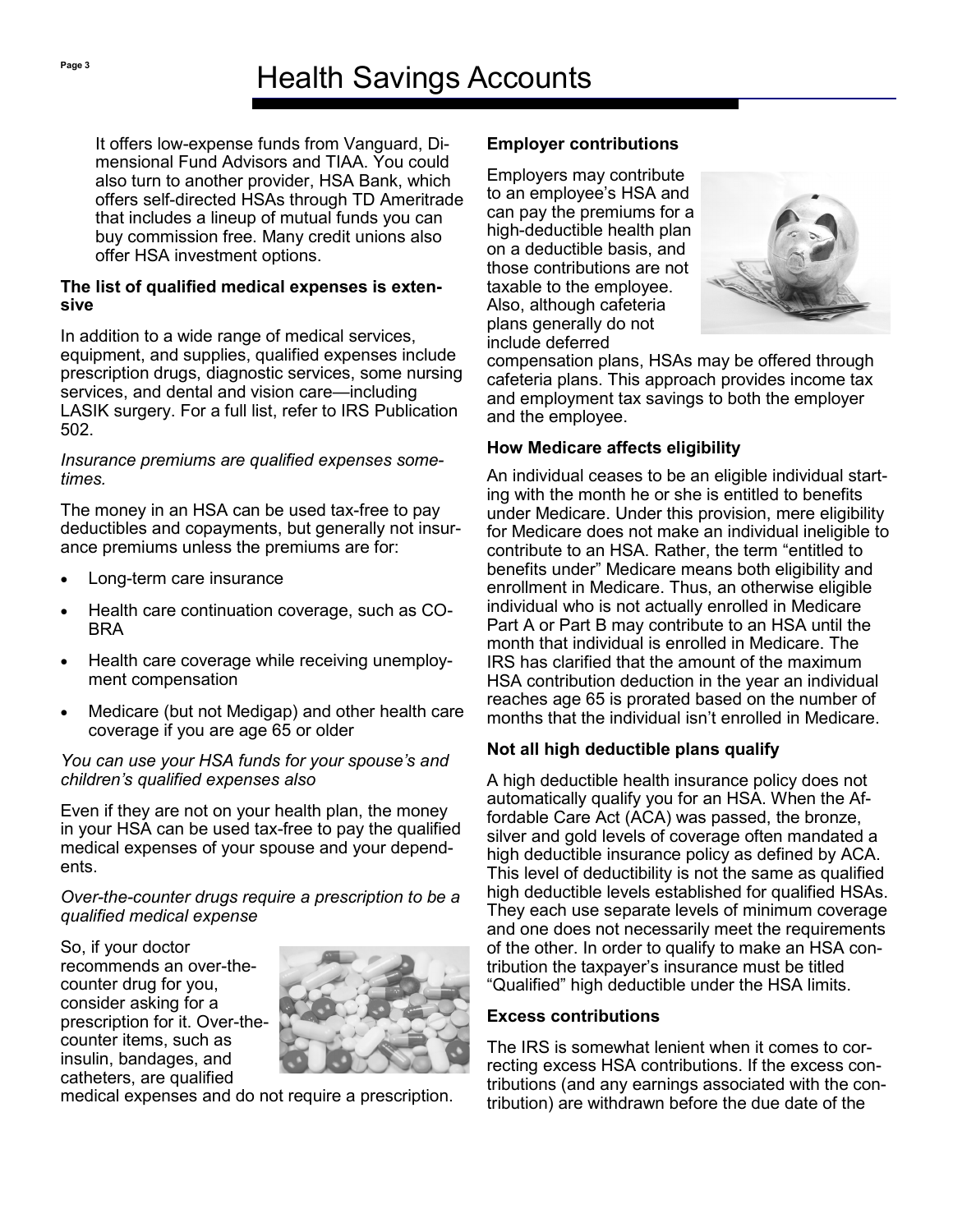# Health Savings Accounts

It offers low-expense funds from Vanguard, Dimensional Fund Advisors and TIAA. You could also turn to another provider, HSA Bank, which offers self-directed HSAs through TD Ameritrade that includes a lineup of mutual funds you can buy commission free. Many credit unions also offer HSA investment options.

**The list of qualified medical expenses is extensive**

In addition to a wide range of medical services, equipment, and supplies, qualified expenses include prescription drugs, diagnostic services, some nursing services, and dental and vision care—including LASIK surgery. For a full list, refer to IRS Publication 502.

*Insurance premiums are qualified expenses sometimes.*

The money in an HSA can be used tax-free to pay deductibles and copayments, but generally not insurance premiums unless the premiums are for:

- Long-term care insurance
- Health care continuation coverage, such as COBRA
- Health care coverage while receiving unemployment compensation
- Medicare (but not Medigap) and other health care coverage if you are age 65 or older

*You can use your HSA funds for your spouse's and children's qualified expenses also*

Even if they are not on your health plan, the money in your HSA can be used tax-free to pay the qualified medical expenses of your spouse and your dependents.

*Over-the-counter drugs require a prescription to be a qualified medical expense*

So, if your doctor recommends an over-the-counter drug for you, consider asking for a prescription for it. Over-the-counter items, such as insulin, bandages, and catheters, are qualified medical expenses and do not require a prescription.

**Employer contributions**

Employers may contribute to an employee's HSA and can pay the premiums for a high-deductible health plan on a deductible basis, and those contributions are not taxable to the employee. Also, although cafeteria plans generally do not include deferred compensation plans, HSAs may be offered through cafeteria plans. This approach provides income tax and employment tax savings to both the employer and the employee.

**How Medicare affects eligibility**

An individual ceases to be an eligible individual starting with the month he or she is entitled to benefits under Medicare. Under this provision, mere eligibility for Medicare does not make an individual ineligible to contribute to an HSA. Rather, the term "entitled to benefits under" Medicare means both eligibility and enrollment in Medicare. Thus, an otherwise eligible individual who is not actually enrolled in Medicare Part A or Part B may contribute to an HSA until the month that individual is enrolled in Medicare. The IRS has clarified that the amount of the maximum HSA contribution deduction in the year an individual reaches age 65 is prorated based on the number of months that the individual isn't enrolled in Medicare.

**Not all high deductible plans qualify**

A high deductible health insurance policy does not automatically qualify you for an HSA. When the Affordable Care Act (ACA) was passed, the bronze, silver and gold levels of coverage often mandated a high deductible insurance policy as defined by ACA. This level of deductibility is not the same as qualified high deductible levels established for qualified HSAs. They each use separate levels of minimum coverage and one does not necessarily meet the requirements of the other. In order to qualify to make an HSA contribution the taxpayer's insurance must be titled "Qualified" high deductible under the HSA limits.

**Excess contributions**

The IRS is somewhat lenient when it comes to correcting excess HSA contributions. If the excess contributions (and any earnings associated with the contribution) are withdrawn before the due date of the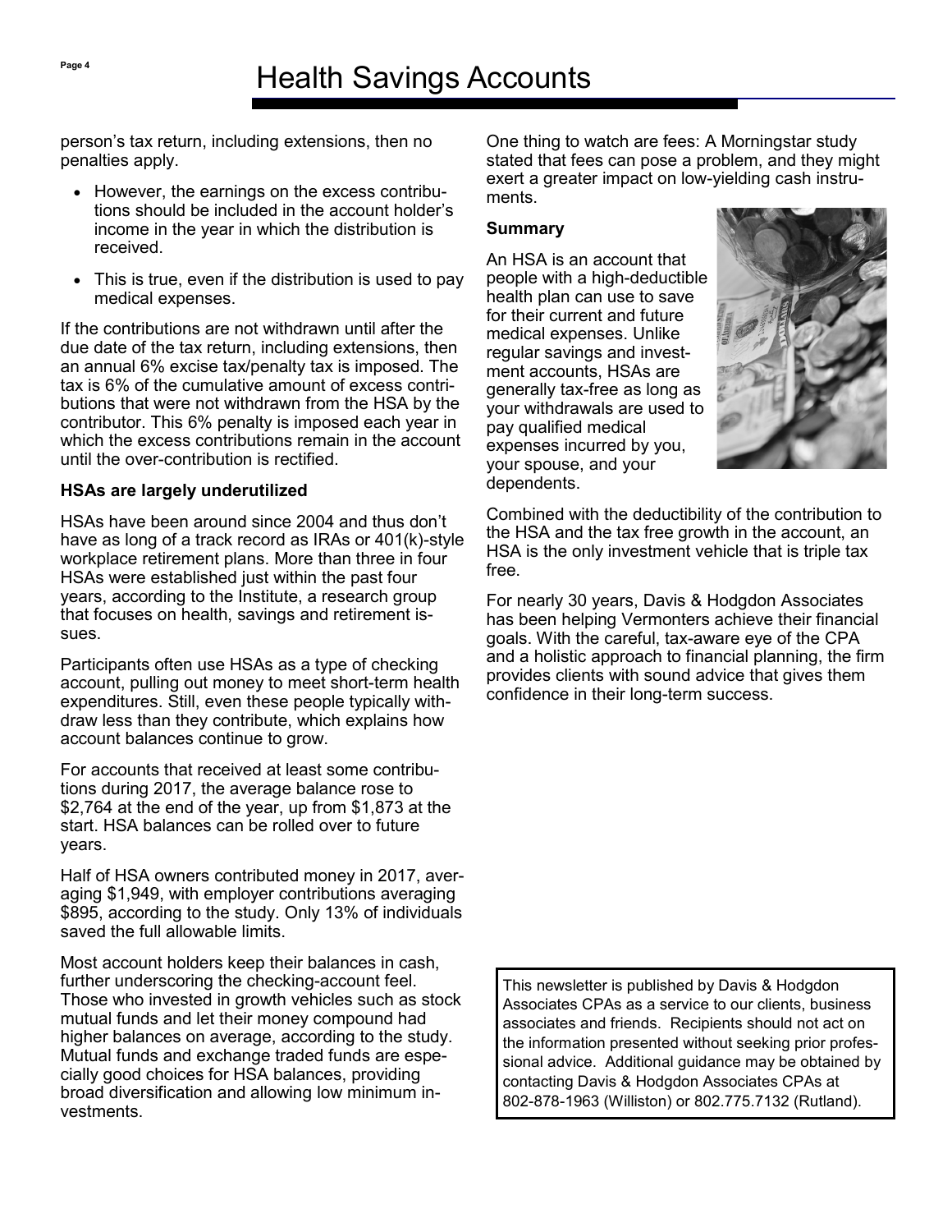person's tax return, including extensions, then no penalties apply.

- However, the earnings on the excess contributions should be included in the account holder's income in the year in which the distribution is received.
- This is true, even if the distribution is used to pay medical expenses.

If the contributions are not withdrawn until after the due date of the tax return, including extensions, then an annual 6% excise tax/penalty tax is imposed. The tax is 6% of the cumulative amount of excess contributions that were not withdrawn from the HSA by the contributor. This 6% penalty is imposed each year in which the excess contributions remain in the account until the over-contribution is rectified.

**HSAs are largely underutilized**

HSAs have been around since 2004 and thus don't have as long of a track record as IRAs or 401(k)-style workplace retirement plans. More than three in four HSAs were established just within the past four years, according to the Institute, a research group that focuses on health, savings and retirement issues.

Participants often use HSAs as a type of checking account, pulling out money to meet short-term health expenditures. Still, even these people typically withdraw less than they contribute, which explains how account balances continue to grow.

For accounts that received at least some contributions during 2017, the average balance rose to $2,764 at the end of the year, up from $1,873 at the start. HSA balances can be rolled over to future years.

Half of HSA owners contributed money in 2017, averaging $1,949, with employer contributions averaging $895, according to the study. Only 13% of individuals saved the full allowable limits.

Most account holders keep their balances in cash, further underscoring the checking-account feel. Those who invested in growth vehicles such as stock mutual funds and let their money compound had higher balances on average, according to the study. Mutual funds and exchange traded funds are especially good choices for HSA balances, providing broad diversification and allowing low minimum investments.

One thing to watch are fees: A Morningstar study stated that fees can pose a problem, and they might exert a greater impact on low-yielding cash instruments.

**Summary**

An HSA is an account that people with a high-deductible health plan can use to save for their current and future medical expenses. Unlike regular savings and investment accounts, HSAs are generally tax-free as long as your withdrawals are used to pay qualified medical expenses incurred by you, your spouse, and your dependents.

Combined with the deductibility of the contribution to the HSA and the tax free growth in the account, an HSA is the only investment vehicle that is triple tax free.

For nearly 30 years, Davis & Hodgdon Associates has been helping Vermonters achieve their financial goals. With the careful, tax-aware eye of the CPA and a holistic approach to financial planning, the firm provides clients with sound advice that gives them confidence in their long-term success.

This newsletter is published by Davis & Hodgdon Associates CPAs as a service to our clients, business associates and friends. Recipients should not act on the information presented without seeking prior professional advice. Additional guidance may be obtained by contacting Davis & Hodgdon Associates CPAs at 802-878-1963 (Williston) or 802.775.7132 (Rutland).